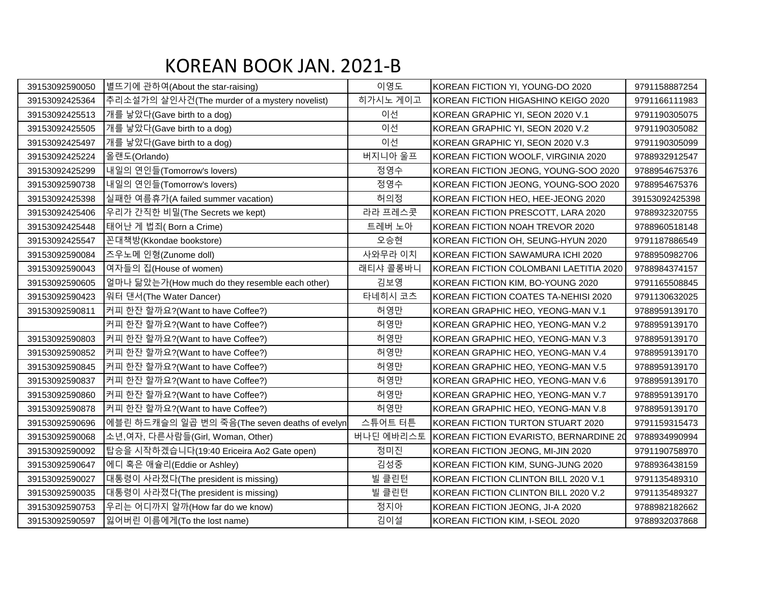# KOREAN BOOK JAN. 2021-B

| | | | | |
|---|---|---|---|---|
| 39153092590050 | 별뜨기에 관하여(About the star-raising) | 이영도 | KOREAN FICTION YI, YOUNG-DO 2020 | 9791158887254 |
| 39153092425364 | 추리소설가의 살인사건(The murder of a mystery novelist) | 히가시노 게이고 | KOREAN FICTION HIGASHINO KEIGO 2020 | 9791166111983 |
| 39153092425513 | 개를 낳았다(Gave birth to a dog) | 이선 | KOREAN GRAPHIC YI, SEON 2020 V.1 | 9791190305075 |
| 39153092425505 | 개를 낳았다(Gave birth to a dog) | 이선 | KOREAN GRAPHIC YI, SEON 2020 V.2 | 9791190305082 |
| 39153092425497 | 개를 낳았다(Gave birth to a dog) | 이선 | KOREAN GRAPHIC YI, SEON 2020 V.3 | 9791190305099 |
| 39153092425224 | 올랜도(Orlando) | 버지니아 울프 | KOREAN FICTION WOOLF, VIRGINIA 2020 | 9788932912547 |
| 39153092425299 | 내일의 연인들(Tomorrow's lovers) | 정영수 | KOREAN FICTION JEONG, YOUNG-SOO 2020 | 9788954675376 |
| 39153092590738 | 내일의 연인들(Tomorrow's lovers) | 정영수 | KOREAN FICTION JEONG, YOUNG-SOO 2020 | 9788954675376 |
| 39153092425398 | 실패한 여름휴가(A failed summer vacation) | 허의정 | KOREAN FICTION HEO, HEE-JEONG 2020 | 39153092425398 |
| 39153092425406 | 우리가 간직한 비밀(The Secrets we kept) | 라라 프레스콧 | KOREAN FICTION PRESCOTT, LARA 2020 | 9788932320755 |
| 39153092425448 | 태어난 게 범죄( Born a Crime) | 트레버 노아 | KOREAN FICTION NOAH TREVOR 2020 | 9788960518148 |
| 39153092425547 | 꼰대책방(Kkondae bookstore) | 오승현 | KOREAN FICTION OH, SEUNG-HYUN 2020 | 9791187886549 |
| 39153092590084 | 즈우노메 인형(Zunome doll) | 사와무라 이치 | KOREAN FICTION SAWAMURA ICHI 2020 | 9788950982706 |
| 39153092590043 | 여자들의 집(House of women) | 래티샤 콜롱바니 | KOREAN FICTION COLOMBANI LAETITIA 2020 | 9788984374157 |
| 39153092590605 | 얼마나 닮았는가(How much do they resemble each other) | 김보영 | KOREAN FICTION KIM, BO-YOUNG 2020 | 9791165508845 |
| 39153092590423 | 워터 댄서(The Water Dancer) | 타네히시 코츠 | KOREAN FICTION COATES TA-NEHISI 2020 | 9791130632025 |
| 39153092590811 | 커피 한잔 할까요?(Want to have Coffee?) | 허영만 | KOREAN GRAPHIC HEO, YEONG-MAN V.1 | 9788959139170 |
| | 커피 한잔 할까요?(Want to have Coffee?) | 허영만 | KOREAN GRAPHIC HEO, YEONG-MAN V.2 | 9788959139170 |
| 39153092590803 | 커피 한잔 할까요?(Want to have Coffee?) | 허영만 | KOREAN GRAPHIC HEO, YEONG-MAN V.3 | 9788959139170 |
| 39153092590852 | 커피 한잔 할까요?(Want to have Coffee?) | 허영만 | KOREAN GRAPHIC HEO, YEONG-MAN V.4 | 9788959139170 |
| 39153092590845 | 커피 한잔 할까요?(Want to have Coffee?) | 허영만 | KOREAN GRAPHIC HEO, YEONG-MAN V.5 | 9788959139170 |
| 39153092590837 | 커피 한잔 할까요?(Want to have Coffee?) | 허영만 | KOREAN GRAPHIC HEO, YEONG-MAN V.6 | 9788959139170 |
| 39153092590860 | 커피 한잔 할까요?(Want to have Coffee?) | 허영만 | KOREAN GRAPHIC HEO, YEONG-MAN V.7 | 9788959139170 |
| 39153092590878 | 커피 한잔 할까요?(Want to have Coffee?) | 허영만 | KOREAN GRAPHIC HEO, YEONG-MAN V.8 | 9788959139170 |
| 39153092590696 | 에블린 하드캐슬의 일곱 번의 죽음(The seven deaths of evelyn | 스튜어트 터튼 | KOREAN FICTION TURTON STUART 2020 | 9791159315473 |
| 39153092590068 | 소년,여자, 다른사람들(Girl, Woman, Other) | 버나딘 에바리스토 | KOREAN FICTION EVARISTO, BERNARDINE 20 | 9788934990994 |
| 39153092590092 | 탑승을 시작하겠습니다(19:40 Ericeira Ao2 Gate open) | 정미진 | KOREAN FICTION JEONG, MI-JIN 2020 | 9791190758970 |
| 39153092590647 | 에디 혹은 애슐리(Eddie or Ashley) | 김성중 | KOREAN FICTION KIM, SUNG-JUNG 2020 | 9788936438159 |
| 39153092590027 | 대통령이 사라졌다(The president is missing) | 빌 클린턴 | KOREAN FICTION CLINTON BILL 2020 V.1 | 9791135489310 |
| 39153092590035 | 대통령이 사라졌다(The president is missing) | 빌 클린턴 | KOREAN FICTION CLINTON BILL 2020 V.2 | 9791135489327 |
| 39153092590753 | 우리는 어디까지 알까(How far do we know) | 정지아 | KOREAN FICTION JEONG, JI-A 2020 | 9788982182662 |
| 39153092590597 | 잃어버린 이름에게(To the lost name) | 김이설 | KOREAN FICTION KIM, I-SEOL 2020 | 9788932037868 |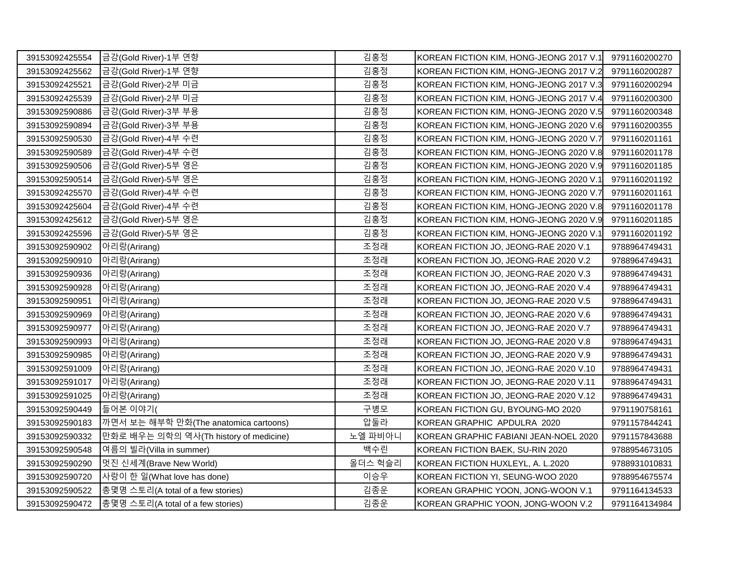| 39153092425554 | 금강(Gold River)-1부 연향 | 김홍정 | KOREAN FICTION KIM, HONG-JEONG 2017 V.1 | 9791160200270 |
|---|---|---|---|---|
| 39153092425562 | 금강(Gold River)-1부 연향 | 김홍정 | KOREAN FICTION KIM, HONG-JEONG 2017 V.2 | 9791160200287 |
| 39153092425521 | 금강(Gold River)-2부 미금 | 김홍정 | KOREAN FICTION KIM, HONG-JEONG 2017 V.3 | 9791160200294 |
| 39153092425539 | 금강(Gold River)-2부 미금 | 김홍정 | KOREAN FICTION KIM, HONG-JEONG 2017 V.4 | 9791160200300 |
| 39153092590886 | 금강(Gold River)-3부 부용 | 김홍정 | KOREAN FICTION KIM, HONG-JEONG 2020 V.5 | 9791160200348 |
| 39153092590894 | 금강(Gold River)-3부 부용 | 김홍정 | KOREAN FICTION KIM, HONG-JEONG 2020 V.6 | 9791160200355 |
| 39153092590530 | 금강(Gold River)-4부 수련 | 김홍정 | KOREAN FICTION KIM, HONG-JEONG 2020 V.7 | 9791160201161 |
| 39153092590589 | 금강(Gold River)-4부 수련 | 김홍정 | KOREAN FICTION KIM, HONG-JEONG 2020 V.8 | 9791160201178 |
| 39153092590506 | 금강(Gold River)-5부 영은 | 김홍정 | KOREAN FICTION KIM, HONG-JEONG 2020 V.9 | 9791160201185 |
| 39153092590514 | 금강(Gold River)-5부 영은 | 김홍정 | KOREAN FICTION KIM, HONG-JEONG 2020 V.1 | 9791160201192 |
| 39153092425570 | 금강(Gold River)-4부 수련 | 김홍정 | KOREAN FICTION KIM, HONG-JEONG 2020 V.7 | 9791160201161 |
| 39153092425604 | 금강(Gold River)-4부 수련 | 김홍정 | KOREAN FICTION KIM, HONG-JEONG 2020 V.8 | 9791160201178 |
| 39153092425612 | 금강(Gold River)-5부 영은 | 김홍정 | KOREAN FICTION KIM, HONG-JEONG 2020 V.9 | 9791160201185 |
| 39153092425596 | 금강(Gold River)-5부 영은 | 김홍정 | KOREAN FICTION KIM, HONG-JEONG 2020 V.1 | 9791160201192 |
| 39153092590902 | 아리랑(Arirang) | 조정래 | KOREAN FICTION JO, JEONG-RAE 2020 V.1 | 9788964749431 |
| 39153092590910 | 아리랑(Arirang) | 조정래 | KOREAN FICTION JO, JEONG-RAE 2020 V.2 | 9788964749431 |
| 39153092590936 | 아리랑(Arirang) | 조정래 | KOREAN FICTION JO, JEONG-RAE 2020 V.3 | 9788964749431 |
| 39153092590928 | 아리랑(Arirang) | 조정래 | KOREAN FICTION JO, JEONG-RAE 2020 V.4 | 9788964749431 |
| 39153092590951 | 아리랑(Arirang) | 조정래 | KOREAN FICTION JO, JEONG-RAE 2020 V.5 | 9788964749431 |
| 39153092590969 | 아리랑(Arirang) | 조정래 | KOREAN FICTION JO, JEONG-RAE 2020 V.6 | 9788964749431 |
| 39153092590977 | 아리랑(Arirang) | 조정래 | KOREAN FICTION JO, JEONG-RAE 2020 V.7 | 9788964749431 |
| 39153092590993 | 아리랑(Arirang) | 조정래 | KOREAN FICTION JO, JEONG-RAE 2020 V.8 | 9788964749431 |
| 39153092590985 | 아리랑(Arirang) | 조정래 | KOREAN FICTION JO, JEONG-RAE 2020 V.9 | 9788964749431 |
| 39153092591009 | 아리랑(Arirang) | 조정래 | KOREAN FICTION JO, JEONG-RAE 2020 V.10 | 9788964749431 |
| 39153092591017 | 아리랑(Arirang) | 조정래 | KOREAN FICTION JO, JEONG-RAE 2020 V.11 | 9788964749431 |
| 39153092591025 | 아리랑(Arirang) | 조정래 | KOREAN FICTION JO, JEONG-RAE 2020 V.12 | 9788964749431 |
| 39153092590449 | 들어본 이야기( | 구병모 | KOREAN FICTION GU, BYOUNG-MO 2020 | 9791190758161 |
| 39153092590183 | 까면서 보는 해부학 만화(The anatomica cartoons) | 압둘라 | KOREAN GRAPHIC APDULRA 2020 | 9791157844241 |
| 39153092590332 | 만화로 배우는 의학의 역사(Th history of medicine) | 노엘 파비아니 | KOREAN GRAPHIC FABIANI JEAN-NOEL 2020 | 9791157843688 |
| 39153092590548 | 여름의 빌라(Villa in summer) | 백수린 | KOREAN FICTION BAEK, SU-RIN 2020 | 9788954673105 |
| 39153092590290 | 멋진 신세계(Brave New World) | 올더스 헉슬리 | KOREAN FICTION HUXLEYL, A. L.2020 | 9788931010831 |
| 39153092590720 | 사랑이 한 일(What love has done) | 이승우 | KOREAN FICTION YI, SEUNG-WOO 2020 | 9788954675574 |
| 39153092590522 | 총몇명 스토리(A total of a few stories) | 김종운 | KOREAN GRAPHIC YOON, JONG-WOON V.1 | 9791164134533 |
| 39153092590472 | 총몇명 스토리(A total of a few stories) | 김종운 | KOREAN GRAPHIC YOON, JONG-WOON V.2 | 9791164134984 |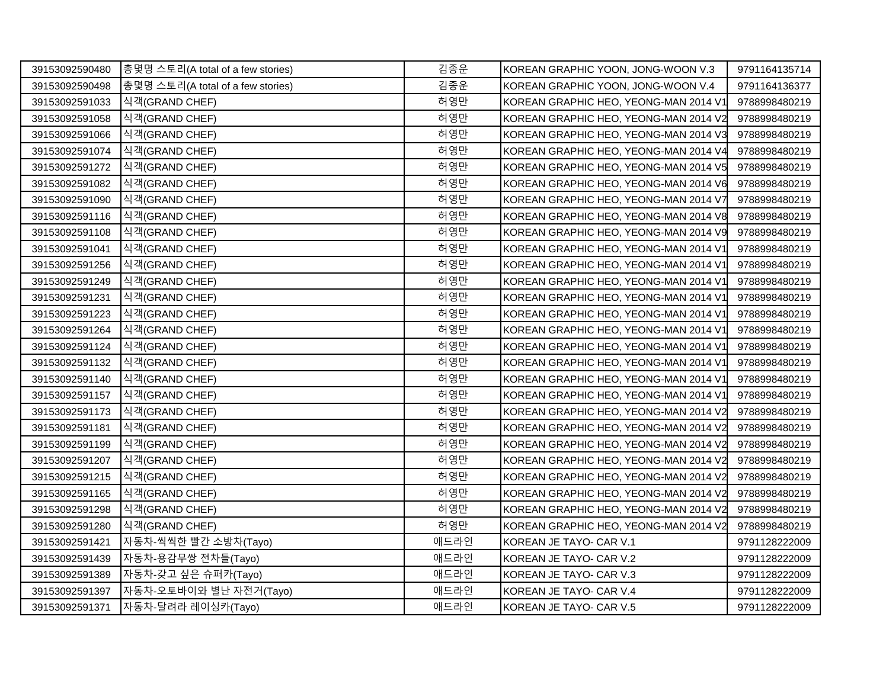| | | | | |
|---|---|---|---|---|
| 39153092590480 | 총몇명 스토리(A total of a few stories) | 김종운 | KOREAN GRAPHIC YOON, JONG-WOON V.3 | 9791164135714 |
| 39153092590498 | 총몇명 스토리(A total of a few stories) | 김종운 | KOREAN GRAPHIC YOON, JONG-WOON V.4 | 9791164136377 |
| 39153092591033 | 식객(GRAND CHEF) | 허영만 | KOREAN GRAPHIC HEO, YEONG-MAN 2014 V1 | 9788998480219 |
| 39153092591058 | 식객(GRAND CHEF) | 허영만 | KOREAN GRAPHIC HEO, YEONG-MAN 2014 V2 | 9788998480219 |
| 39153092591066 | 식객(GRAND CHEF) | 허영만 | KOREAN GRAPHIC HEO, YEONG-MAN 2014 V3 | 9788998480219 |
| 39153092591074 | 식객(GRAND CHEF) | 허영만 | KOREAN GRAPHIC HEO, YEONG-MAN 2014 V4 | 9788998480219 |
| 39153092591272 | 식객(GRAND CHEF) | 허영만 | KOREAN GRAPHIC HEO, YEONG-MAN 2014 V5 | 9788998480219 |
| 39153092591082 | 식객(GRAND CHEF) | 허영만 | KOREAN GRAPHIC HEO, YEONG-MAN 2014 V6 | 9788998480219 |
| 39153092591090 | 식객(GRAND CHEF) | 허영만 | KOREAN GRAPHIC HEO, YEONG-MAN 2014 V7 | 9788998480219 |
| 39153092591116 | 식객(GRAND CHEF) | 허영만 | KOREAN GRAPHIC HEO, YEONG-MAN 2014 V8 | 9788998480219 |
| 39153092591108 | 식객(GRAND CHEF) | 허영만 | KOREAN GRAPHIC HEO, YEONG-MAN 2014 V9 | 9788998480219 |
| 39153092591041 | 식객(GRAND CHEF) | 허영만 | KOREAN GRAPHIC HEO, YEONG-MAN 2014 V1 | 9788998480219 |
| 39153092591256 | 식객(GRAND CHEF) | 허영만 | KOREAN GRAPHIC HEO, YEONG-MAN 2014 V1 | 9788998480219 |
| 39153092591249 | 식객(GRAND CHEF) | 허영만 | KOREAN GRAPHIC HEO, YEONG-MAN 2014 V1 | 9788998480219 |
| 39153092591231 | 식객(GRAND CHEF) | 허영만 | KOREAN GRAPHIC HEO, YEONG-MAN 2014 V1 | 9788998480219 |
| 39153092591223 | 식객(GRAND CHEF) | 허영만 | KOREAN GRAPHIC HEO, YEONG-MAN 2014 V1 | 9788998480219 |
| 39153092591264 | 식객(GRAND CHEF) | 허영만 | KOREAN GRAPHIC HEO, YEONG-MAN 2014 V1 | 9788998480219 |
| 39153092591124 | 식객(GRAND CHEF) | 허영만 | KOREAN GRAPHIC HEO, YEONG-MAN 2014 V1 | 9788998480219 |
| 39153092591132 | 식객(GRAND CHEF) | 허영만 | KOREAN GRAPHIC HEO, YEONG-MAN 2014 V1 | 9788998480219 |
| 39153092591140 | 식객(GRAND CHEF) | 허영만 | KOREAN GRAPHIC HEO, YEONG-MAN 2014 V1 | 9788998480219 |
| 39153092591157 | 식객(GRAND CHEF) | 허영만 | KOREAN GRAPHIC HEO, YEONG-MAN 2014 V1 | 9788998480219 |
| 39153092591173 | 식객(GRAND CHEF) | 허영만 | KOREAN GRAPHIC HEO, YEONG-MAN 2014 V2 | 9788998480219 |
| 39153092591181 | 식객(GRAND CHEF) | 허영만 | KOREAN GRAPHIC HEO, YEONG-MAN 2014 V2 | 9788998480219 |
| 39153092591199 | 식객(GRAND CHEF) | 허영만 | KOREAN GRAPHIC HEO, YEONG-MAN 2014 V2 | 9788998480219 |
| 39153092591207 | 식객(GRAND CHEF) | 허영만 | KOREAN GRAPHIC HEO, YEONG-MAN 2014 V2 | 9788998480219 |
| 39153092591215 | 식객(GRAND CHEF) | 허영만 | KOREAN GRAPHIC HEO, YEONG-MAN 2014 V2 | 9788998480219 |
| 39153092591165 | 식객(GRAND CHEF) | 허영만 | KOREAN GRAPHIC HEO, YEONG-MAN 2014 V2 | 9788998480219 |
| 39153092591298 | 식객(GRAND CHEF) | 허영만 | KOREAN GRAPHIC HEO, YEONG-MAN 2014 V2 | 9788998480219 |
| 39153092591280 | 식객(GRAND CHEF) | 허영만 | KOREAN GRAPHIC HEO, YEONG-MAN 2014 V2 | 9788998480219 |
| 39153092591421 | 자동차-씩씩한 빨간 소방차(Tayo) | 애드라인 | KOREAN JE TAYO- CAR V.1 | 9791128222009 |
| 39153092591439 | 자동차-용감무쌍 전차들(Tayo) | 애드라인 | KOREAN JE TAYO- CAR V.2 | 9791128222009 |
| 39153092591389 | 자동차-갖고 싶은 슈퍼카(Tayo) | 애드라인 | KOREAN JE TAYO- CAR V.3 | 9791128222009 |
| 39153092591397 | 자동차-오토바이와 별난 자전거(Tayo) | 애드라인 | KOREAN JE TAYO- CAR V.4 | 9791128222009 |
| 39153092591371 | 자동차-달려라 레이싱카(Tayo) | 애드라인 | KOREAN JE TAYO- CAR V.5 | 9791128222009 |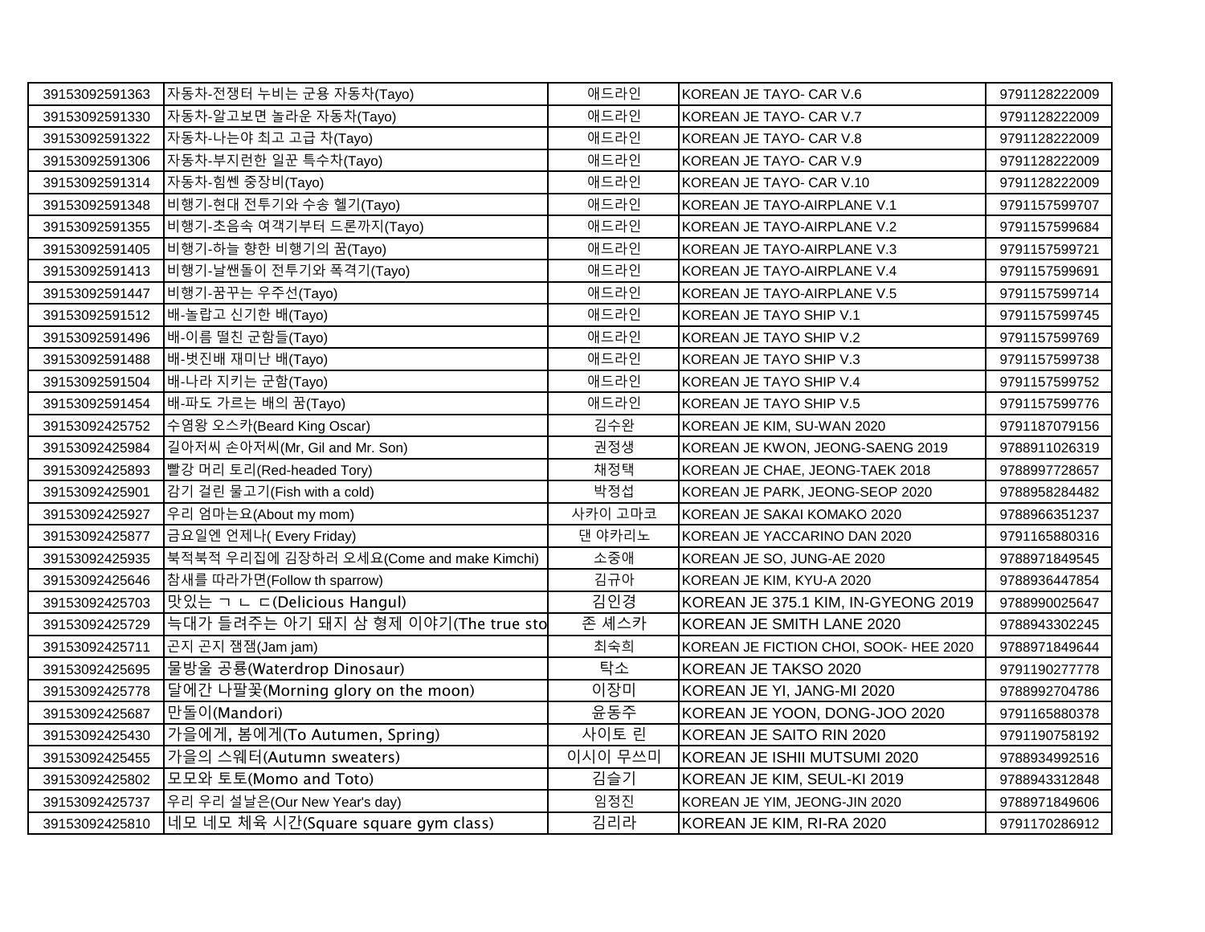| | | | | |
|---|---|---|---|---|
| 39153092591363 | 자동차-전쟁터 누비는 군용 자동차(Tayo) | 애드라인 | KOREAN JE TAYO- CAR V.6 | 9791128222009 |
| 39153092591330 | 자동차-알고보면 놀라운 자동차(Tayo) | 애드라인 | KOREAN JE TAYO- CAR V.7 | 9791128222009 |
| 39153092591322 | 자동차-나는야 최고 고급 차(Tayo) | 애드라인 | KOREAN JE TAYO- CAR V.8 | 9791128222009 |
| 39153092591306 | 자동차-부지런한 일꾼 특수차(Tayo) | 애드라인 | KOREAN JE TAYO- CAR V.9 | 9791128222009 |
| 39153092591314 | 자동차-힘쎈 중장비(Tayo) | 애드라인 | KOREAN JE TAYO- CAR V.10 | 9791128222009 |
| 39153092591348 | 비행기-현대 전투기와 수송 헬기(Tayo) | 애드라인 | KOREAN JE TAYO-AIRPLANE V.1 | 9791157599707 |
| 39153092591355 | 비행기-초음속 여객기부터 드론까지(Tayo) | 애드라인 | KOREAN JE TAYO-AIRPLANE V.2 | 9791157599684 |
| 39153092591405 | 비행기-하늘 향한 비행기의 꿈(Tayo) | 애드라인 | KOREAN JE TAYO-AIRPLANE V.3 | 9791157599721 |
| 39153092591413 | 비행기-날쌘돌이 전투기와 폭격기(Tayo) | 애드라인 | KOREAN JE TAYO-AIRPLANE V.4 | 9791157599691 |
| 39153092591447 | 비행기-꿈꾸는 우주선(Tayo) | 애드라인 | KOREAN JE TAYO-AIRPLANE V.5 | 9791157599714 |
| 39153092591512 | 배-놀랍고 신기한 배(Tayo) | 애드라인 | KOREAN JE TAYO SHIP V.1 | 9791157599745 |
| 39153092591496 | 배-이름 떨친 군함들(Tayo) | 애드라인 | KOREAN JE TAYO SHIP V.2 | 9791157599769 |
| 39153092591488 | 배-멋진배 재미난 배(Tayo) | 애드라인 | KOREAN JE TAYO SHIP V.3 | 9791157599738 |
| 39153092591504 | 배-나라 지키는 군함(Tayo) | 애드라인 | KOREAN JE TAYO SHIP V.4 | 9791157599752 |
| 39153092591454 | 배-파도 가르는 배의 꿈(Tayo) | 애드라인 | KOREAN JE TAYO SHIP V.5 | 9791157599776 |
| 39153092425752 | 수염왕 오스카(Beard King Oscar) | 김수완 | KOREAN JE KIM, SU-WAN 2020 | 9791187079156 |
| 39153092425984 | 길아저씨 손아저씨(Mr, Gil and Mr. Son) | 권정생 | KOREAN JE KWON, JEONG-SAENG 2019 | 9788911026319 |
| 39153092425893 | 빨강 머리 토리(Red-headed Tory) | 채정택 | KOREAN JE CHAE, JEONG-TAEK 2018 | 9788997728657 |
| 39153092425901 | 감기 걸린 물고기(Fish with a cold) | 박정섭 | KOREAN JE PARK, JEONG-SEOP 2020 | 9788958284482 |
| 39153092425927 | 우리 엄마는요(About my mom) | 사카이 고마코 | KOREAN JE SAKAI KOMAKO 2020 | 9788966351237 |
| 39153092425877 | 금요일엔 언제나( Every Friday) | 댄 야카리노 | KOREAN JE YACCARINO DAN 2020 | 9791165880316 |
| 39153092425935 | 북적북적 우리집에 김장하러 오세요(Come and make Kimchi) | 소중애 | KOREAN JE SO, JUNG-AE 2020 | 9788971849545 |
| 39153092425646 | 참새를 따라가면(Follow th sparrow) | 김규아 | KOREAN JE KIM, KYU-A 2020 | 9788936447854 |
| 39153092425703 | 맛있는 ㄱ ㄴ ㄷ(Delicious Hangul) | 김인경 | KOREAN JE 375.1 KIM, IN-GYEONG 2019 | 9788990025647 |
| 39153092425729 | 늑대가 들려주는 아기 돼지 삼 형제 이야기(The true sto | 존 셰스카 | KOREAN JE SMITH LANE 2020 | 9788943302245 |
| 39153092425711 | 곤지 곤지 잼잼(Jam jam) | 최숙희 | KOREAN JE FICTION CHOI, SOOK- HEE 2020 | 9788971849644 |
| 39153092425695 | 물방울 공룡(Waterdrop Dinosaur) | 탁소 | KOREAN JE TAKSO 2020 | 9791190277778 |
| 39153092425778 | 달에간 나팔꽃(Morning glory on the moon) | 이장미 | KOREAN JE YI, JANG-MI 2020 | 9788992704786 |
| 39153092425687 | 만돌이(Mandori) | 윤동주 | KOREAN JE YOON, DONG-JOO 2020 | 9791165880378 |
| 39153092425430 | 가을에게, 봄에게(To Autumen, Spring) | 사이토 린 | KOREAN JE SAITO RIN 2020 | 9791190758192 |
| 39153092425455 | 가을의 스웨터(Autumn sweaters) | 이시이 무쓰미 | KOREAN JE ISHII MUTSUMI 2020 | 9788934992516 |
| 39153092425802 | 모모와 토토(Momo and Toto) | 김슬기 | KOREAN JE KIM, SEUL-KI 2019 | 9788943312848 |
| 39153092425737 | 우리 우리 설날은(Our New Year's day) | 임정진 | KOREAN JE YIM, JEONG-JIN 2020 | 9788971849606 |
| 39153092425810 | 네모 네모 체육 시간(Square square gym class) | 김리라 | KOREAN JE KIM, RI-RA 2020 | 9791170286912 |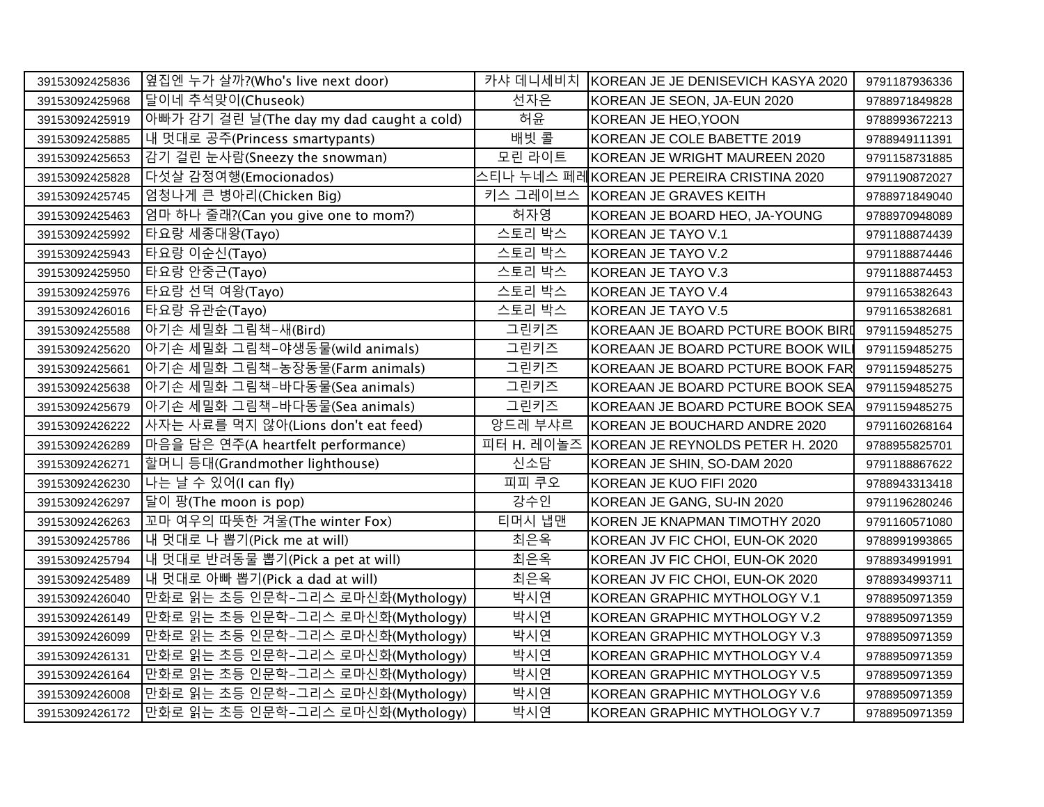| | | | | |
|---|---|---|---|---|
| 39153092425836 | 옆집엔 누가 살까?(Who's live next door) | 카샤 데니세비치 | KOREAN JE JE DENISEVICH KASYA 2020 | 9791187936336 |
| 39153092425968 | 달이네 추석맞이(Chuseok) | 선자은 | KOREAN JE SEON, JA-EUN 2020 | 9788971849828 |
| 39153092425919 | 아빠가 감기 걸린 날(The day my dad caught a cold) | 허윤 | KOREAN JE HEO,YOON | 9788993672213 |
| 39153092425885 | 내 멋대로 공주(Princess smartypants) | 배빗 콜 | KOREAN JE COLE BABETTE 2019 | 9788949111391 |
| 39153092425653 | 감기 걸린 눈사람(Sneezy the snowman) | 모린 라이트 | KOREAN JE WRIGHT MAUREEN 2020 | 9791158731885 |
| 39153092425828 | 다섯살 감정여행(Emocionados) | 스티나 누네스 페레 | KOREAN JE PEREIRA CRISTINA 2020 | 9791190872027 |
| 39153092425745 | 엄청나게 큰 병아리(Chicken Big) | 키스 그레이브스 | KOREAN JE GRAVES KEITH | 9788971849040 |
| 39153092425463 | 엄마 하나 줄래?(Can you give one to mom?) | 허자영 | KOREAN JE BOARD HEO, JA-YOUNG | 9788970948089 |
| 39153092425992 | 타요랑 세종대왕(Tayo) | 스토리 박스 | KOREAN JE TAYO V.1 | 9791188874439 |
| 39153092425943 | 타요랑 이순신(Tayo) | 스토리 박스 | KOREAN JE TAYO V.2 | 9791188874446 |
| 39153092425950 | 타요랑 안중근(Tayo) | 스토리 박스 | KOREAN JE TAYO V.3 | 9791188874453 |
| 39153092425976 | 타요랑 선덕 여왕(Tayo) | 스토리 박스 | KOREAN JE TAYO V.4 | 9791165382643 |
| 39153092426016 | 타요랑 유관순(Tayo) | 스토리 박스 | KOREAN JE TAYO V.5 | 9791165382681 |
| 39153092425588 | 아기손 세밀화 그림책-새(Bird) | 그린키즈 | KOREAAN JE BOARD PCTURE BOOK BIRD | 9791159485275 |
| 39153092425620 | 아기손 세밀화 그림책-야생동물(wild animals) | 그린키즈 | KOREAAN JE BOARD PCTURE BOOK WILI | 9791159485275 |
| 39153092425661 | 아기손 세밀화 그림책-농장동물(Farm animals) | 그린키즈 | KOREAAN JE BOARD PCTURE BOOK FAR | 9791159485275 |
| 39153092425638 | 아기손 세밀화 그림책-바다동물(Sea animals) | 그린키즈 | KOREAAN JE BOARD PCTURE BOOK SEA | 9791159485275 |
| 39153092425679 | 아기손 세밀화 그림책-바다동물(Sea animals) | 그린키즈 | KOREAAN JE BOARD PCTURE BOOK SEA | 9791159485275 |
| 39153092426222 | 사자는 사료를 먹지 않아(Lions don't eat feed) | 앙드레 부샤르 | KOREAN JE BOUCHARD ANDRE 2020 | 9791160268164 |
| 39153092426289 | 마음을 담은 연주(A heartfelt performance) | 피터 H. 레이놀즈 | KOREAN JE REYNOLDS PETER H. 2020 | 9788955825701 |
| 39153092426271 | 할머니 등대(Grandmother lighthouse) | 신소담 | KOREAN JE SHIN, SO-DAM 2020 | 9791188867622 |
| 39153092426230 | 나는 날 수 있어(I can fly) | 피피 쿠오 | KOREAN JE KUO FIFI 2020 | 9788943313418 |
| 39153092426297 | 달이 팡(The moon is pop) | 강수인 | KOREAN JE GANG, SU-IN 2020 | 9791196280246 |
| 39153092426263 | 꼬마 여우의 따뜻한 겨울(The winter Fox) | 티머시 냅맨 | KOREN JE KNAPMAN TIMOTHY 2020 | 9791160571080 |
| 39153092425786 | 내 멋대로 나 뽑기(Pick me at will) | 최은옥 | KOREAN JV FIC CHOI, EUN-OK 2020 | 9788991993865 |
| 39153092425794 | 내 멋대로 반려동물 뽑기(Pick a pet at will) | 최은옥 | KOREAN JV FIC CHOI, EUN-OK 2020 | 9788934991991 |
| 39153092425489 | 내 멋대로 아빠 뽑기(Pick a dad at will) | 최은옥 | KOREAN JV FIC CHOI, EUN-OK 2020 | 9788934993711 |
| 39153092426040 | 만화로 읽는 초등 인문학-그리스 로마신화(Mythology) | 박시연 | KOREAN GRAPHIC MYTHOLOGY V.1 | 9788950971359 |
| 39153092426149 | 만화로 읽는 초등 인문학-그리스 로마신화(Mythology) | 박시연 | KOREAN GRAPHIC MYTHOLOGY V.2 | 9788950971359 |
| 39153092426099 | 만화로 읽는 초등 인문학-그리스 로마신화(Mythology) | 박시연 | KOREAN GRAPHIC MYTHOLOGY V.3 | 9788950971359 |
| 39153092426131 | 만화로 읽는 초등 인문학-그리스 로마신화(Mythology) | 박시연 | KOREAN GRAPHIC MYTHOLOGY V.4 | 9788950971359 |
| 39153092426164 | 만화로 읽는 초등 인문학-그리스 로마신화(Mythology) | 박시연 | KOREAN GRAPHIC MYTHOLOGY V.5 | 9788950971359 |
| 39153092426008 | 만화로 읽는 초등 인문학-그리스 로마신화(Mythology) | 박시연 | KOREAN GRAPHIC MYTHOLOGY V.6 | 9788950971359 |
| 39153092426172 | 만화로 읽는 초등 인문학-그리스 로마신화(Mythology) | 박시연 | KOREAN GRAPHIC MYTHOLOGY V.7 | 9788950971359 |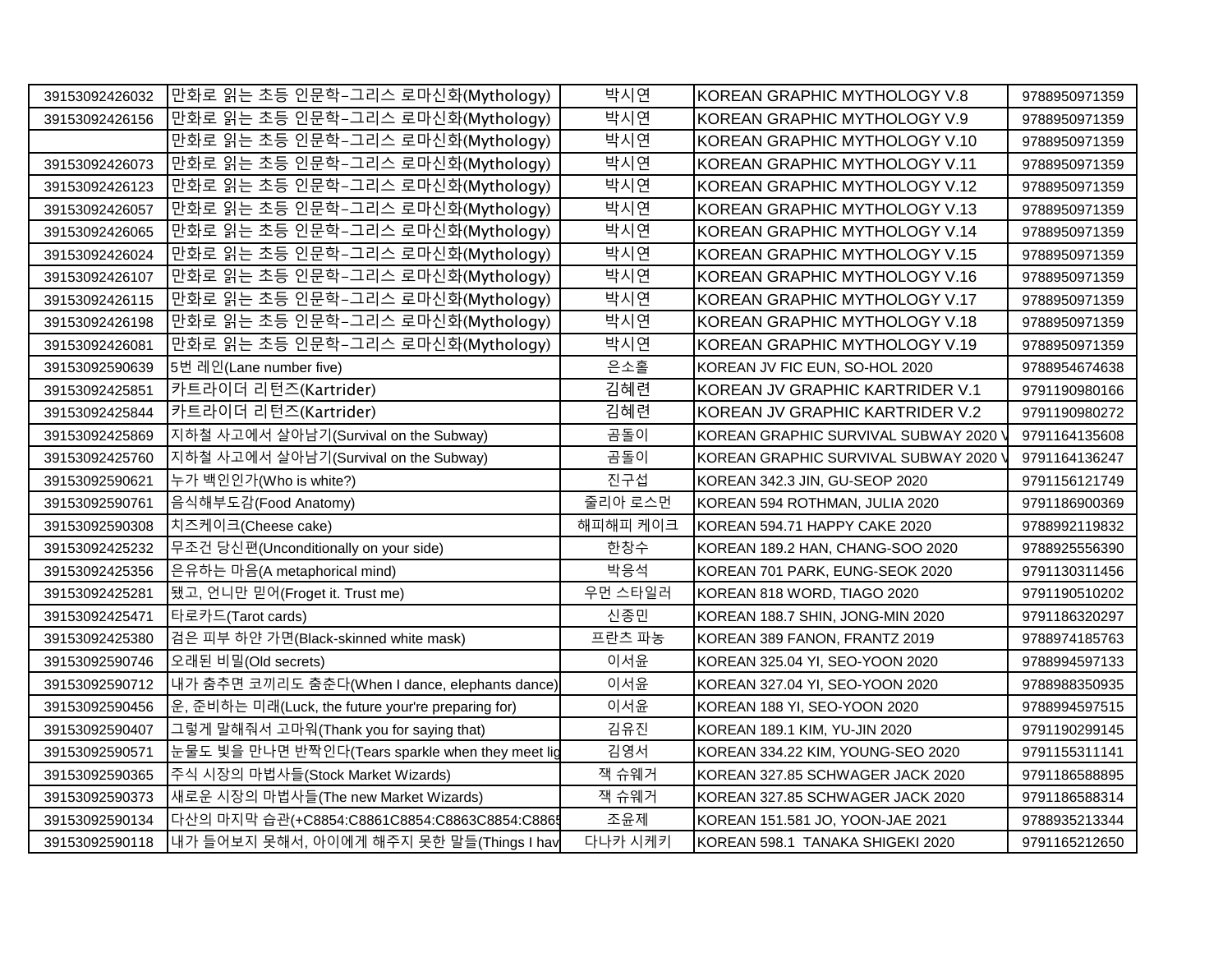| | | | | |
|---|---|---|---|---|
| 39153092426032 | 만화로 읽는 초등 인문학-그리스 로마신화(Mythology) | 박시연 | KOREAN GRAPHIC MYTHOLOGY V.8 | 9788950971359 |
| 39153092426156 | 만화로 읽는 초등 인문학-그리스 로마신화(Mythology) | 박시연 | KOREAN GRAPHIC MYTHOLOGY V.9 | 9788950971359 |
| | 만화로 읽는 초등 인문학-그리스 로마신화(Mythology) | 박시연 | KOREAN GRAPHIC MYTHOLOGY V.10 | 9788950971359 |
| 39153092426073 | 만화로 읽는 초등 인문학-그리스 로마신화(Mythology) | 박시연 | KOREAN GRAPHIC MYTHOLOGY V.11 | 9788950971359 |
| 39153092426123 | 만화로 읽는 초등 인문학-그리스 로마신화(Mythology) | 박시연 | KOREAN GRAPHIC MYTHOLOGY V.12 | 9788950971359 |
| 39153092426057 | 만화로 읽는 초등 인문학-그리스 로마신화(Mythology) | 박시연 | KOREAN GRAPHIC MYTHOLOGY V.13 | 9788950971359 |
| 39153092426065 | 만화로 읽는 초등 인문학-그리스 로마신화(Mythology) | 박시연 | KOREAN GRAPHIC MYTHOLOGY V.14 | 9788950971359 |
| 39153092426024 | 만화로 읽는 초등 인문학-그리스 로마신화(Mythology) | 박시연 | KOREAN GRAPHIC MYTHOLOGY V.15 | 9788950971359 |
| 39153092426107 | 만화로 읽는 초등 인문학-그리스 로마신화(Mythology) | 박시연 | KOREAN GRAPHIC MYTHOLOGY V.16 | 9788950971359 |
| 39153092426115 | 만화로 읽는 초등 인문학-그리스 로마신화(Mythology) | 박시연 | KOREAN GRAPHIC MYTHOLOGY V.17 | 9788950971359 |
| 39153092426198 | 만화로 읽는 초등 인문학-그리스 로마신화(Mythology) | 박시연 | KOREAN GRAPHIC MYTHOLOGY V.18 | 9788950971359 |
| 39153092426081 | 만화로 읽는 초등 인문학-그리스 로마신화(Mythology) | 박시연 | KOREAN GRAPHIC MYTHOLOGY V.19 | 9788950971359 |
| 39153092590639 | 5번 레인(Lane number five) | 은소홀 | KOREAN JV FIC EUN, SO-HOL 2020 | 9788954674638 |
| 39153092425851 | 카트라이더 리턴즈(Kartrider) | 김혜련 | KOREAN JV GRAPHIC KARTRIDER V.1 | 9791190980166 |
| 39153092425844 | 카트라이더 리턴즈(Kartrider) | 김혜련 | KOREAN JV GRAPHIC KARTRIDER V.2 | 9791190980272 |
| 39153092425869 | 지하철 사고에서 살아남기(Survival on the Subway) | 곰돌이 | KOREAN GRAPHIC SURVIVAL SUBWAY 2020 V | 9791164135608 |
| 39153092425760 | 지하철 사고에서 살아남기(Survival on the Subway) | 곰돌이 | KOREAN GRAPHIC SURVIVAL SUBWAY 2020 V | 9791164136247 |
| 39153092590621 | 누가 백인인가(Who is white?) | 진구섭 | KOREAN 342.3 JIN, GU-SEOP 2020 | 9791156121749 |
| 39153092590761 | 음식해부도감(Food Anatomy) | 줄리아 로스먼 | KOREAN 594 ROTHMAN, JULIA 2020 | 9791186900369 |
| 39153092590308 | 치즈케이크(Cheese cake) | 해피해피 케이크 | KOREAN 594.71 HAPPY CAKE 2020 | 9788992119832 |
| 39153092425232 | 무조건 당신편(Unconditionally on your side) | 한창수 | KOREAN 189.2 HAN, CHANG-SOO 2020 | 9788925556390 |
| 39153092425356 | 은유하는 마음(A metaphorical mind) | 박응석 | KOREAN 701 PARK, EUNG-SEOK 2020 | 9791130311456 |
| 39153092425281 | 됐고, 언니만 믿어(Froget it. Trust me) | 우먼 스타일러 | KOREAN 818 WORD, TIAGO 2020 | 9791190510202 |
| 39153092425471 | 타로카드(Tarot cards) | 신종민 | KOREAN 188.7 SHIN, JONG-MIN 2020 | 9791186320297 |
| 39153092425380 | 검은 피부 하얀 가면(Black-skinned white mask) | 프란츠 파농 | KOREAN 389 FANON, FRANTZ 2019 | 9788974185763 |
| 39153092590746 | 오래된 비밀(Old secrets) | 이서윤 | KOREAN 325.04 YI, SEO-YOON 2020 | 9788994597133 |
| 39153092590712 | 내가 춤추면 코끼리도 춤춘다(When I dance, elephants dance) | 이서윤 | KOREAN 327.04 YI, SEO-YOON 2020 | 9788988350935 |
| 39153092590456 | 운, 준비하는 미래(Luck, the future your're preparing for) | 이서윤 | KOREAN 188 YI, SEO-YOON 2020 | 9788994597515 |
| 39153092590407 | 그렇게 말해줘서 고마워(Thank you for saying that) | 김유진 | KOREAN 189.1 KIM, YU-JIN 2020 | 9791190299145 |
| 39153092590571 | 눈물도 빛을 만나면 반짝인다(Tears sparkle when they meet lig | 김영서 | KOREAN 334.22 KIM, YOUNG-SEO 2020 | 9791155311141 |
| 39153092590365 | 주식 시장의 마법사들(Stock Market Wizards) | 잭 슈웨거 | KOREAN 327.85 SCHWAGER JACK 2020 | 9791186588895 |
| 39153092590373 | 새로운 시장의 마법사들(The new Market Wizards) | 잭 슈웨거 | KOREAN 327.85 SCHWAGER JACK 2020 | 9791186588314 |
| 39153092590134 | 다산의 마지막 습관(+C8854:C8861C8854:C8863C8854:C8865 | 조윤제 | KOREAN 151.581 JO, YOON-JAE 2021 | 9788935213344 |
| 39153092590118 | 내가 들어보지 못해서, 아이에게 해주지 못한 말들(Things I hav | 다나카 시케키 | KOREAN 598.1 TANAKA SHIGEKI 2020 | 9791165212650 |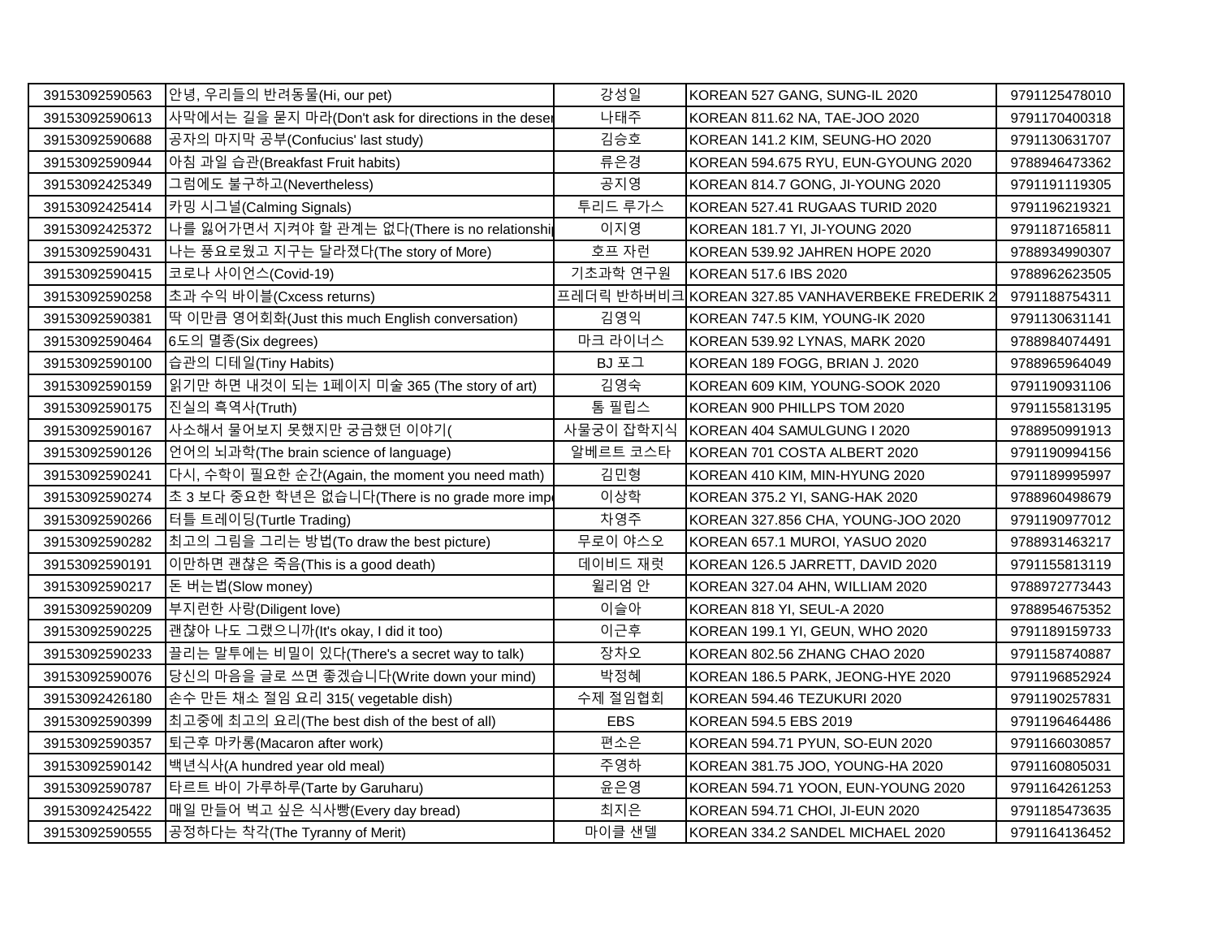| 39153092590563 | 안녕, 우리들의 반려동물(Hi, our pet) | 강성일 | KOREAN 527 GANG, SUNG-IL 2020 | 9791125478010 |
|---|---|---|---|---|
| 39153092590613 | 사막에서는 길을 묻지 마라(Don't ask for directions in the deser | 나태주 | KOREAN 811.62 NA, TAE-JOO 2020 | 9791170400318 |
| 39153092590688 | 공자의 마지막 공부(Confucius' last study) | 김승호 | KOREAN 141.2 KIM, SEUNG-HO 2020 | 9791130631707 |
| 39153092590944 | 아침 과일 습관(Breakfast Fruit habits) | 류은경 | KOREAN 594.675 RYU, EUN-GYOUNG 2020 | 9788946473362 |
| 39153092425349 | 그럼에도 불구하고(Nevertheless) | 공지영 | KOREAN 814.7 GONG, JI-YOUNG 2020 | 9791191119305 |
| 39153092425414 | 카밍 시그널(Calming Signals) | 투리드 루가스 | KOREAN 527.41 RUGAAS TURID 2020 | 9791196219321 |
| 39153092425372 | 나를 잃어가면서 지켜야 할 관계는 없다(There is no relationshi | 이지영 | KOREAN 181.7 YI, JI-YOUNG 2020 | 9791187165811 |
| 39153092590431 | 나는 풍요로웠고 지구는 달라졌다(The story of More) | 호프 자런 | KOREAN 539.92 JAHREN HOPE 2020 | 9788934990307 |
| 39153092590415 | 코로나 사이언스(Covid-19) | 기초과학 연구원 | KOREAN 517.6 IBS 2020 | 9788962623505 |
| 39153092590258 | 초과 수익 바이블(Cxcess returns) | 프레더릭 반하버비크 | KOREAN 327.85 VANHAVERBEKE FREDERIK 2 | 9791188754311 |
| 39153092590381 | 딱 이만큼 영어회화(Just this much English conversation) | 김영익 | KOREAN 747.5 KIM, YOUNG-IK 2020 | 9791130631141 |
| 39153092590464 | 6도의 멸종(Six degrees) | 마크 라이너스 | KOREAN 539.92 LYNAS, MARK 2020 | 9788984074491 |
| 39153092590100 | 습관의 디테일(Tiny Habits) | BJ 포그 | KOREAN 189 FOGG, BRIAN J. 2020 | 9788965964049 |
| 39153092590159 | 읽기만 하면 내것이 되는 1페이지 미술 365 (The story of art) | 김영숙 | KOREAN 609 KIM, YOUNG-SOOK 2020 | 9791190931106 |
| 39153092590175 | 진실의 흑역사(Truth) | 톰 필립스 | KOREAN 900 PHILLPS TOM 2020 | 9791155813195 |
| 39153092590167 | 사소해서 물어보지 못했지만 궁금했던 이야기( | 사물궁이 잡학지식 | KOREAN 404 SAMULGUNG I 2020 | 9788950991913 |
| 39153092590126 | 언어의 뇌과학(The brain science of language) | 알베르트 코스타 | KOREAN 701 COSTA ALBERT 2020 | 9791190994156 |
| 39153092590241 | 다시, 수학이 필요한 순간(Again, the moment you need math) | 김민형 | KOREAN 410 KIM, MIN-HYUNG 2020 | 9791189995997 |
| 39153092590274 | 초 3 보다 중요한 학년은 없습니다(There is no grade more imp | 이상학 | KOREAN 375.2 YI, SANG-HAK 2020 | 9788960498679 |
| 39153092590266 | 터틀 트레이딩(Turtle Trading) | 차영주 | KOREAN 327.856 CHA, YOUNG-JOO 2020 | 9791190977012 |
| 39153092590282 | 최고의 그림을 그리는 방법(To draw the best picture) | 무로이 야스오 | KOREAN 657.1 MUROI, YASUO 2020 | 9788931463217 |
| 39153092590191 | 이만하면 괜찮은 죽음(This is a good death) | 데이비드 재럿 | KOREAN 126.5 JARRETT, DAVID 2020 | 9791155813119 |
| 39153092590217 | 돈 버는법(Slow money) | 윌리엄 안 | KOREAN 327.04 AHN, WILLIAM 2020 | 9788972773443 |
| 39153092590209 | 부지런한 사랑(Diligent love) | 이슬아 | KOREAN 818 YI, SEUL-A 2020 | 9788954675352 |
| 39153092590225 | 괜찮아 나도 그랬으니까(It's okay, I did it too) | 이근후 | KOREAN 199.1 YI, GEUN, WHO 2020 | 9791189159733 |
| 39153092590233 | 끌리는 말투에는 비밀이 있다(There's a secret way to talk) | 장차오 | KOREAN 802.56 ZHANG CHAO 2020 | 9791158740887 |
| 39153092590076 | 당신의 마음을 글로 쓰면 좋겠습니다(Write down your mind) | 박정혜 | KOREAN 186.5 PARK, JEONG-HYE 2020 | 9791196852924 |
| 39153092426180 | 손수 만든 채소 절임 요리 315( vegetable dish) | 수제 절임협회 | KOREAN 594.46 TEZUKURI 2020 | 9791190257831 |
| 39153092590399 | 최고중에 최고의 요리(The best dish of the best of all) | EBS | KOREAN 594.5 EBS 2019 | 9791196464486 |
| 39153092590357 | 퇴근후 마카롱(Macaron after work) | 편소은 | KOREAN 594.71 PYUN, SO-EUN 2020 | 9791166030857 |
| 39153092590142 | 백년식사(A hundred year old meal) | 주영하 | KOREAN 381.75 JOO, YOUNG-HA 2020 | 9791160805031 |
| 39153092590787 | 타르트 바이 가루하루(Tarte by Garuharu) | 윤은영 | KOREAN 594.71 YOON, EUN-YOUNG 2020 | 9791164261253 |
| 39153092425422 | 매일 만들어 벅고 싶은 식사빵(Every day bread) | 최지은 | KOREAN 594.71 CHOI, JI-EUN 2020 | 9791185473635 |
| 39153092590555 | 공정하다는 착각(The Tyranny of Merit) | 마이클 샌델 | KOREAN 334.2 SANDEL MICHAEL 2020 | 9791164136452 |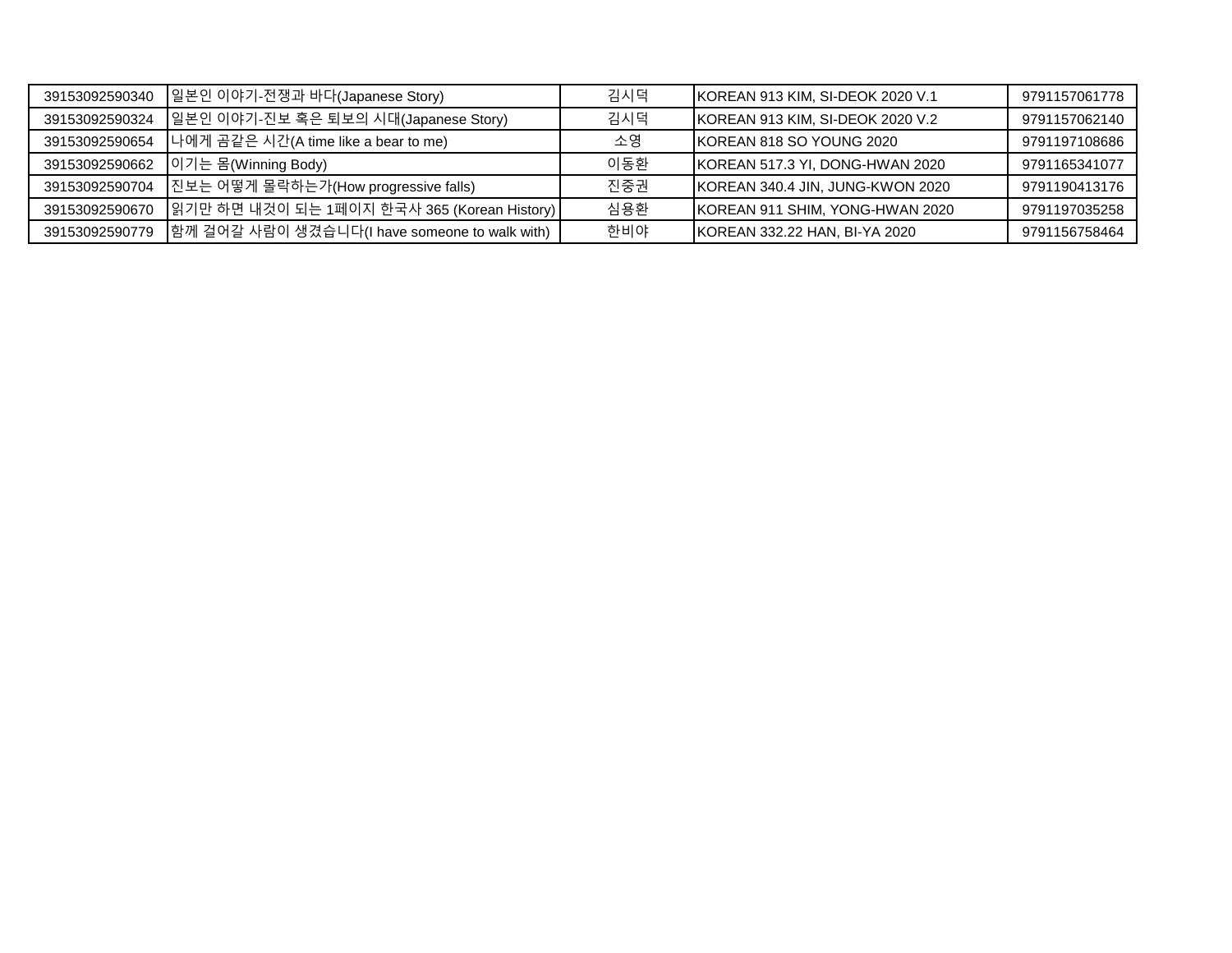| | | | | |
|---|---|---|---|---|
| 39153092590340 | 일본인 이야기-전쟁과 바다(Japanese Story) | 김시덕 | KOREAN 913 KIM, SI-DEOK 2020 V.1 | 9791157061778 |
| 39153092590324 | 일본인 이야기-진보 혹은 퇴보의 시대(Japanese Story) | 김시덕 | KOREAN 913 KIM, SI-DEOK 2020 V.2 | 9791157062140 |
| 39153092590654 | 나에게 곰같은 시간(A time like a bear to me) | 소영 | KOREAN 818 SO YOUNG 2020 | 9791197108686 |
| 39153092590662 | 이기는 몸(Winning Body) | 이동환 | KOREAN 517.3 YI, DONG-HWAN 2020 | 9791165341077 |
| 39153092590704 | 진보는 어떻게 몰락하는가(How progressive falls) | 진중권 | KOREAN 340.4 JIN, JUNG-KWON 2020 | 9791190413176 |
| 39153092590670 | 읽기만 하면 내것이 되는 1페이지 한국사 365 (Korean History) | 심용환 | KOREAN 911 SHIM, YONG-HWAN 2020 | 9791197035258 |
| 39153092590779 | 함께 걸어갈 사람이 생겼습니다(I have someone to walk with) | 한비야 | KOREAN 332.22 HAN, BI-YA 2020 | 9791156758464 |